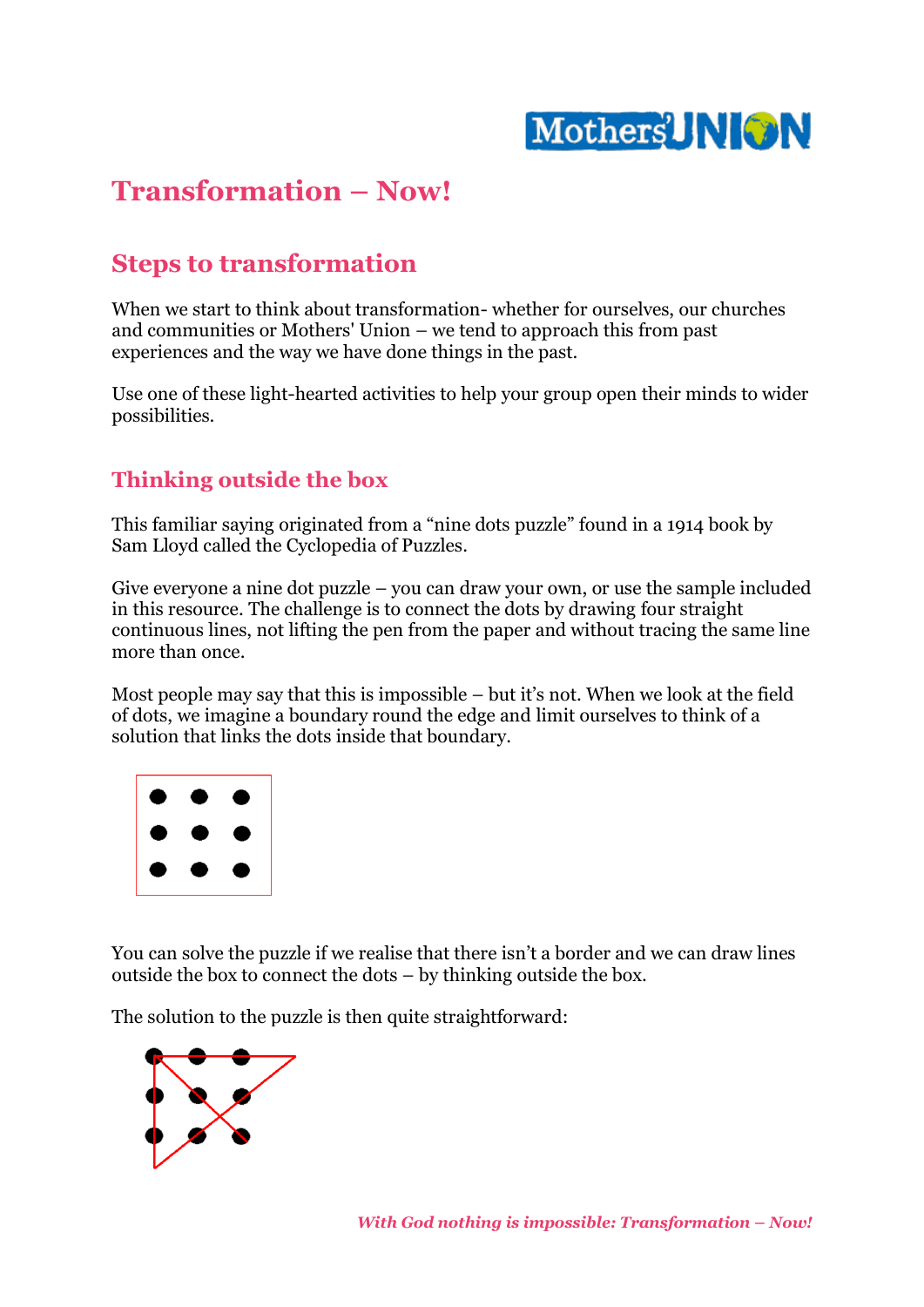# Transformation – Now!

## Steps to transformation

When we start to think about transformation- whether for ourselves, our churches and communities or Mothers' Union – we tend to approach this from past experiences and the way we have done things in the past.

Use one of these light-hearted activities to help your group open their minds to wider possibilities.

### Thinking outside the box

This familiar saying originated from a "nine dots puzzle" found in a 1914 book by Sam Lloyd called the Cyclopedia of Puzzles.

Give everyone a nine dot puzzle – you can draw your own, or use the sample included in this resource. The challenge is to connect the dots by drawing four straight continuous lines, not lifting the pen from the paper and without tracing the same line more than once.

Most people may say that this is impossible – but it's not. When we look at the field of dots, we imagine a boundary round the edge and limit ourselves to think of a solution that links the dots inside that boundary.

You can solve the puzzle if we realise that there isn't a border and we can draw lines outside the box to connect the dots – by thinking outside the box.

The solution to the puzzle is then quite straightforward: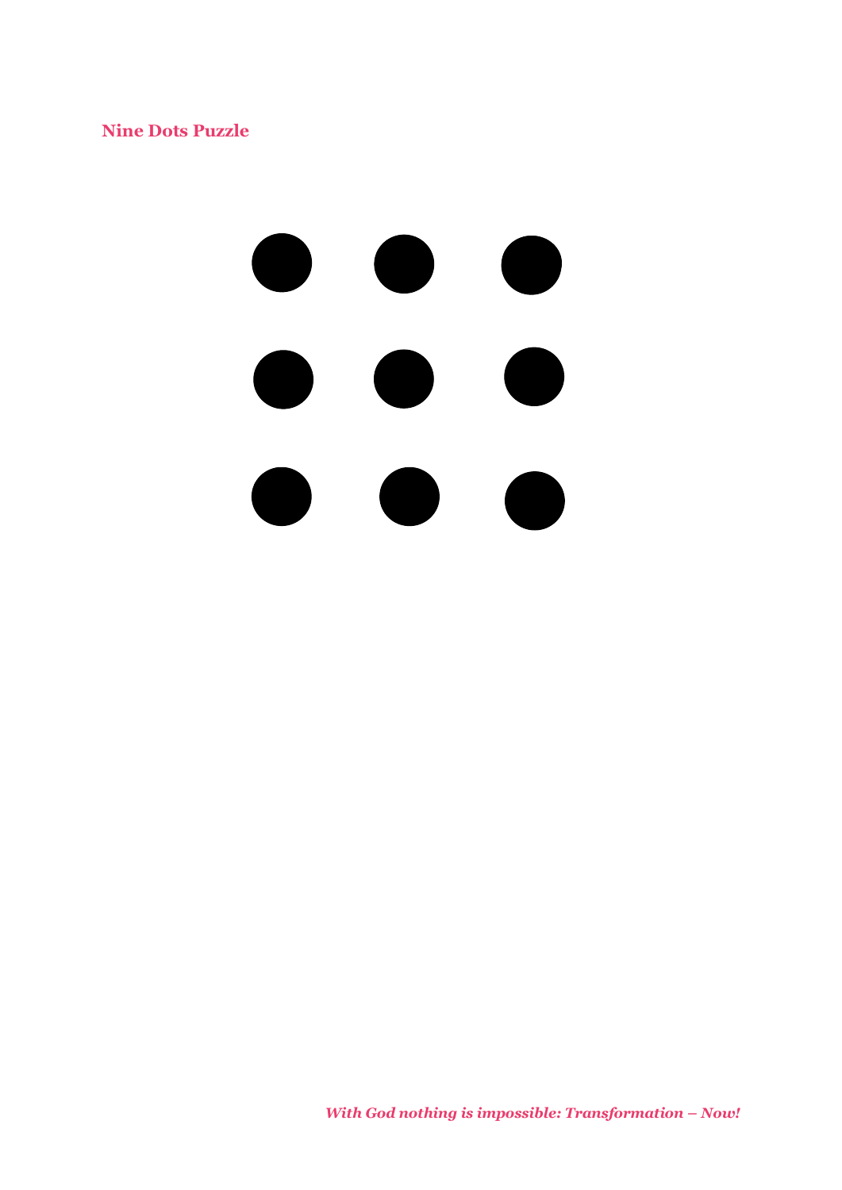**Nine Dots Puzzle**

*With God nothing is impossible: Transformation – Now!*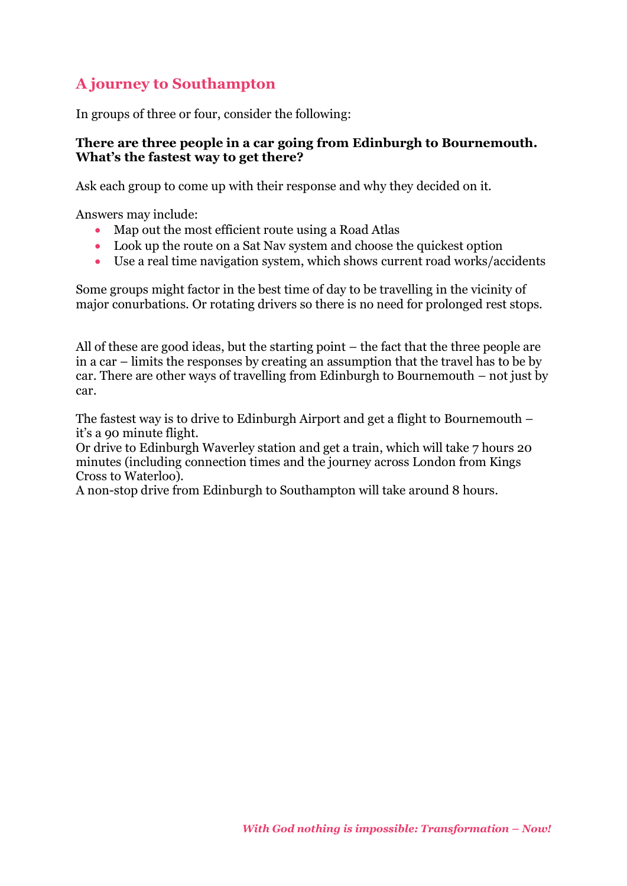## A journey to Southampton

In groups of three or four, consider the following:

**There are three people in a car going from Edinburgh to Bournemouth. What's the fastest way to get there?**

Ask each group to come up with their response and why they decided on it.

Answers may include:

- Map out the most efficient route using a Road Atlas
- Look up the route on a Sat Nav system and choose the quickest option
- Use a real time navigation system, which shows current road works/accidents

Some groups might factor in the best time of day to be travelling in the vicinity of major conurbations. Or rotating drivers so there is no need for prolonged rest stops.

All of these are good ideas, but the starting point – the fact that the three people are in a car – limits the responses by creating an assumption that the travel has to be by car. There are other ways of travelling from Edinburgh to Bournemouth – not just by car.

The fastest way is to drive to Edinburgh Airport and get a flight to Bournemouth – it's a 90 minute flight.
Or drive to Edinburgh Waverley station and get a train, which will take 7 hours 20 minutes (including connection times and the journey across London from Kings Cross to Waterloo).
A non-stop drive from Edinburgh to Southampton will take around 8 hours.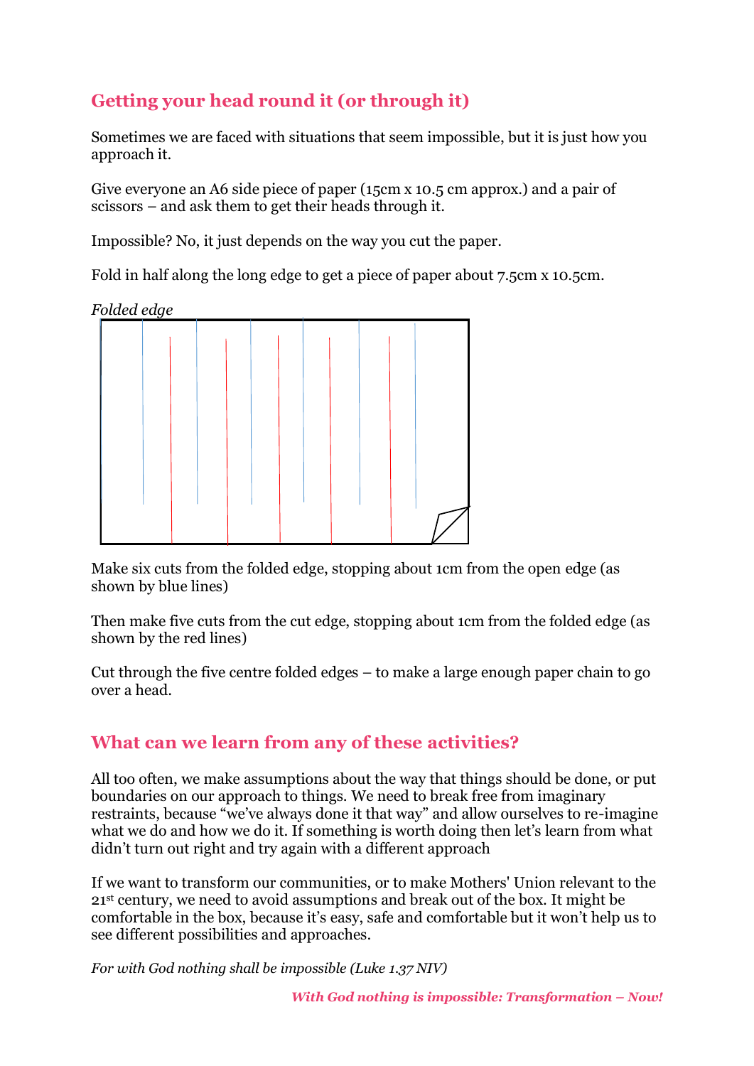## Getting your head round it (or through it)

Sometimes we are faced with situations that seem impossible, but it is just how you approach it.

Give everyone an A6 side piece of paper (15cm x 10.5 cm approx.) and a pair of scissors – and ask them to get their heads through it.

Impossible? No, it just depends on the way you cut the paper.

Fold in half along the long edge to get a piece of paper about 7.5cm x 10.5cm.

*Folded edge*

Make six cuts from the folded edge, stopping about 1cm from the open edge (as shown by blue lines)

Then make five cuts from the cut edge, stopping about 1cm from the folded edge (as shown by the red lines)

Cut through the five centre folded edges – to make a large enough paper chain to go over a head.

## What can we learn from any of these activities?

All too often, we make assumptions about the way that things should be done, or put boundaries on our approach to things. We need to break free from imaginary restraints, because "we've always done it that way" and allow ourselves to re-imagine what we do and how we do it. If something is worth doing then let's learn from what didn't turn out right and try again with a different approach

If we want to transform our communities, or to make Mothers' Union relevant to the 21st century, we need to avoid assumptions and break out of the box. It might be comfortable in the box, because it's easy, safe and comfortable but it won't help us to see different possibilities and approaches.

*For with God nothing shall be impossible (Luke 1.37 NIV)*

***With God nothing is impossible: Transformation – Now!***